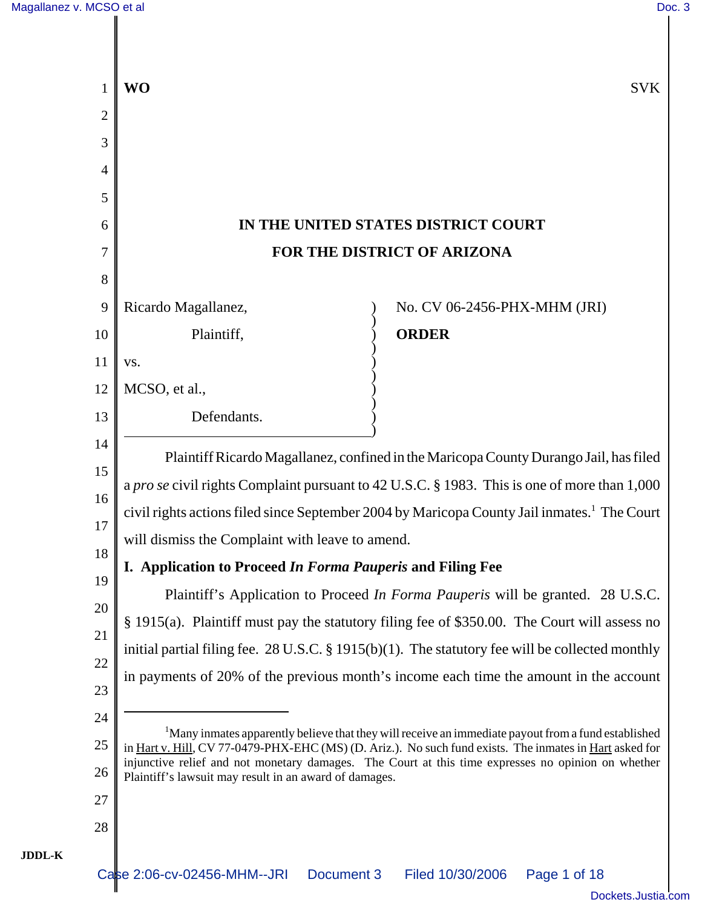**WO** SVK

IN THE UNITED STATES DISTRICT COURT

FOR THE DISTRICT OF ARIZONA

| | |
|---|---|
| Ricardo Magallanez, Plaintiff, vs. MCSO, et al., Defendants. | No. CV 06-2456-PHX-MHM (JRI) **ORDER** |

Plaintiff Ricardo Magallanez, confined in the Maricopa County Durango Jail, has filed a *pro se* civil rights Complaint pursuant to 42 U.S.C. § 1983. This is one of more than 1,000 civil rights actions filed since September 2004 by Maricopa County Jail inmates.[1] The Court will dismiss the Complaint with leave to amend.

## I. Application to Proceed *In Forma Pauperis* and Filing Fee

Plaintiff's Application to Proceed *In Forma Pauperis* will be granted. 28 U.S.C. § 1915(a). Plaintiff must pay the statutory filing fee of $350.00. The Court will assess no initial partial filing fee. 28 U.S.C. § 1915(b)(1). The statutory fee will be collected monthly in payments of 20% of the previous month's income each time the amount in the account

[1] Many inmates apparently believe that they will receive an immediate payout from a fund established in Hart v. Hill, CV 77-0479-PHX-EHC (MS) (D. Ariz.). No such fund exists. The inmates in Hart asked for injunctive relief and not monetary damages. The Court at this time expresses no opinion on whether Plaintiff's lawsuit may result in an award of damages.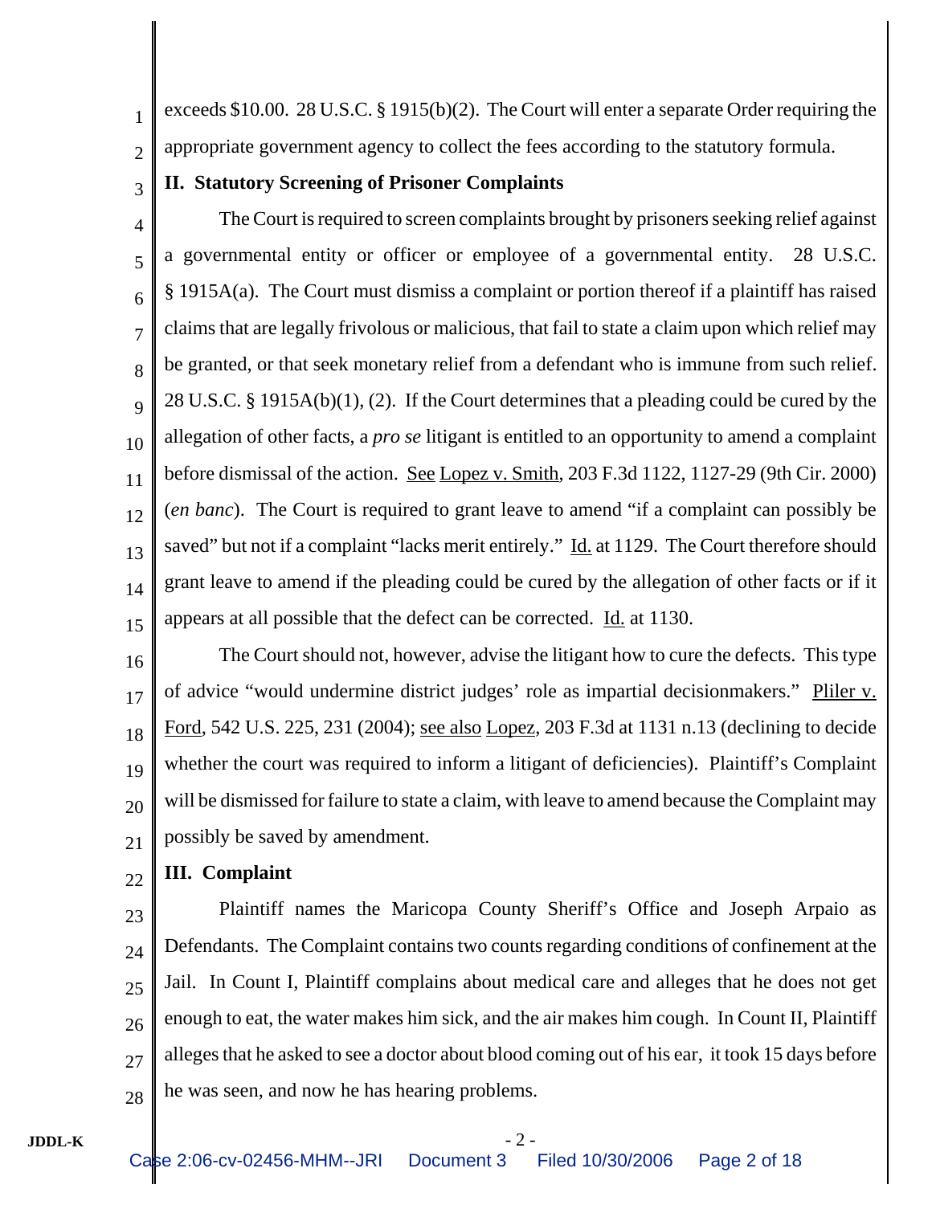exceeds $10.00. 28 U.S.C. § 1915(b)(2). The Court will enter a separate Order requiring the appropriate government agency to collect the fees according to the statutory formula.

## II. Statutory Screening of Prisoner Complaints

The Court is required to screen complaints brought by prisoners seeking relief against a governmental entity or officer or employee of a governmental entity. 28 U.S.C. § 1915A(a). The Court must dismiss a complaint or portion thereof if a plaintiff has raised claims that are legally frivolous or malicious, that fail to state a claim upon which relief may be granted, or that seek monetary relief from a defendant who is immune from such relief. 28 U.S.C. § 1915A(b)(1), (2). If the Court determines that a pleading could be cured by the allegation of other facts, a *pro se* litigant is entitled to an opportunity to amend a complaint before dismissal of the action. See Lopez v. Smith, 203 F.3d 1122, 1127-29 (9th Cir. 2000) (*en banc*). The Court is required to grant leave to amend "if a complaint can possibly be saved" but not if a complaint "lacks merit entirely." Id. at 1129. The Court therefore should grant leave to amend if the pleading could be cured by the allegation of other facts or if it appears at all possible that the defect can be corrected. Id. at 1130.

The Court should not, however, advise the litigant how to cure the defects. This type of advice "would undermine district judges' role as impartial decisionmakers." Pliler v. Ford, 542 U.S. 225, 231 (2004); see also Lopez, 203 F.3d at 1131 n.13 (declining to decide whether the court was required to inform a litigant of deficiencies). Plaintiff's Complaint will be dismissed for failure to state a claim, with leave to amend because the Complaint may possibly be saved by amendment.

## III. Complaint

Plaintiff names the Maricopa County Sheriff's Office and Joseph Arpaio as Defendants. The Complaint contains two counts regarding conditions of confinement at the Jail. In Count I, Plaintiff complains about medical care and alleges that he does not get enough to eat, the water makes him sick, and the air makes him cough. In Count II, Plaintiff alleges that he asked to see a doctor about blood coming out of his ear, it took 15 days before he was seen, and now he has hearing problems.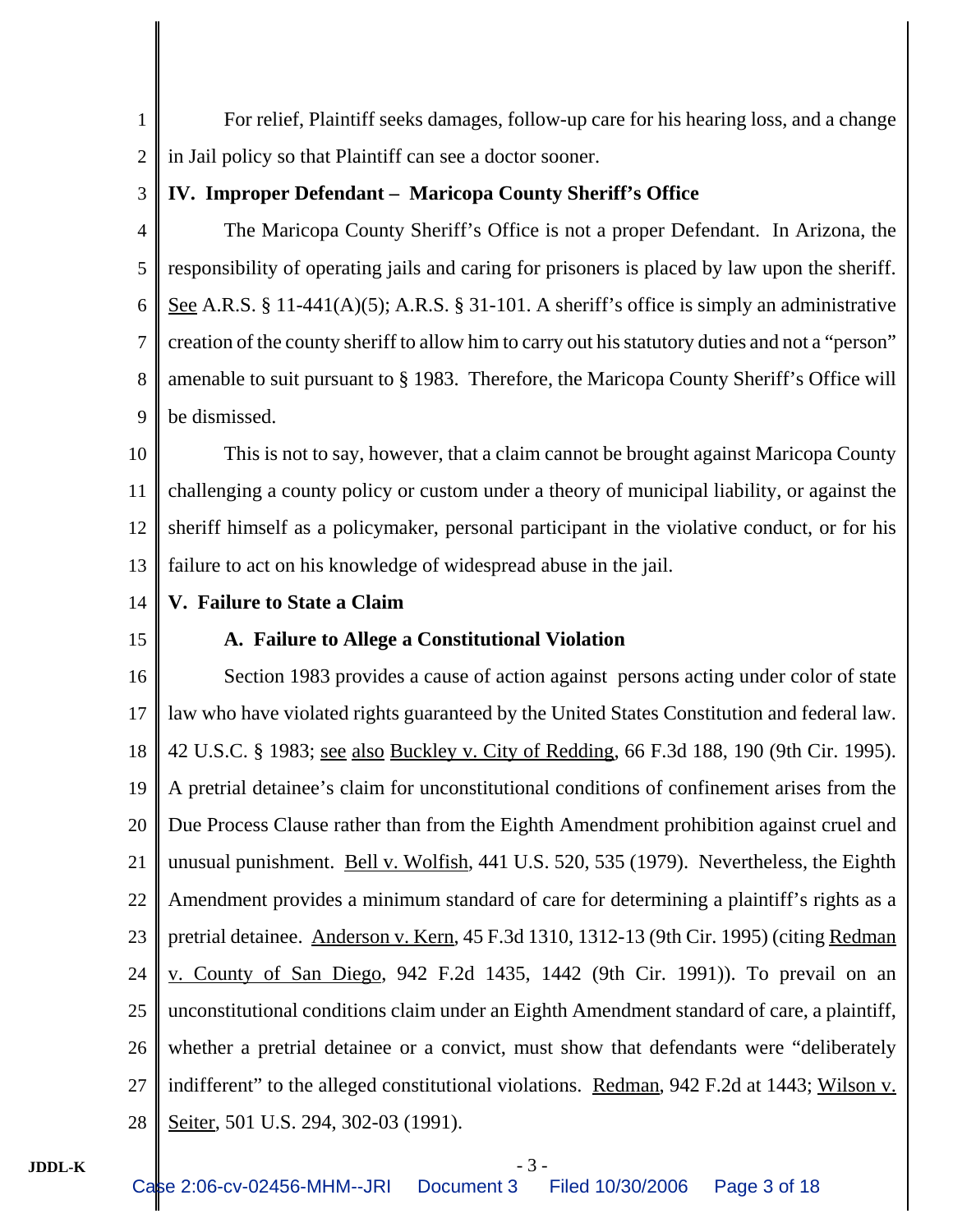For relief, Plaintiff seeks damages, follow-up care for his hearing loss, and a change in Jail policy so that Plaintiff can see a doctor sooner.

**IV. Improper Defendant – Maricopa County Sheriff's Office**

The Maricopa County Sheriff's Office is not a proper Defendant. In Arizona, the responsibility of operating jails and caring for prisoners is placed by law upon the sheriff. See A.R.S. § 11-441(A)(5); A.R.S. § 31-101. A sheriff's office is simply an administrative creation of the county sheriff to allow him to carry out his statutory duties and not a "person" amenable to suit pursuant to § 1983. Therefore, the Maricopa County Sheriff's Office will be dismissed.

This is not to say, however, that a claim cannot be brought against Maricopa County challenging a county policy or custom under a theory of municipal liability, or against the sheriff himself as a policymaker, personal participant in the violative conduct, or for his failure to act on his knowledge of widespread abuse in the jail.

**V. Failure to State a Claim**

**A. Failure to Allege a Constitutional Violation**

Section 1983 provides a cause of action against persons acting under color of state law who have violated rights guaranteed by the United States Constitution and federal law. 42 U.S.C. § 1983; see also Buckley v. City of Redding, 66 F.3d 188, 190 (9th Cir. 1995). A pretrial detainee's claim for unconstitutional conditions of confinement arises from the Due Process Clause rather than from the Eighth Amendment prohibition against cruel and unusual punishment. Bell v. Wolfish, 441 U.S. 520, 535 (1979). Nevertheless, the Eighth Amendment provides a minimum standard of care for determining a plaintiff's rights as a pretrial detainee. Anderson v. Kern, 45 F.3d 1310, 1312-13 (9th Cir. 1995) (citing Redman v. County of San Diego, 942 F.2d 1435, 1442 (9th Cir. 1991)). To prevail on an unconstitutional conditions claim under an Eighth Amendment standard of care, a plaintiff, whether a pretrial detainee or a convict, must show that defendants were "deliberately indifferent" to the alleged constitutional violations. Redman, 942 F.2d at 1443; Wilson v. Seiter, 501 U.S. 294, 302-03 (1991).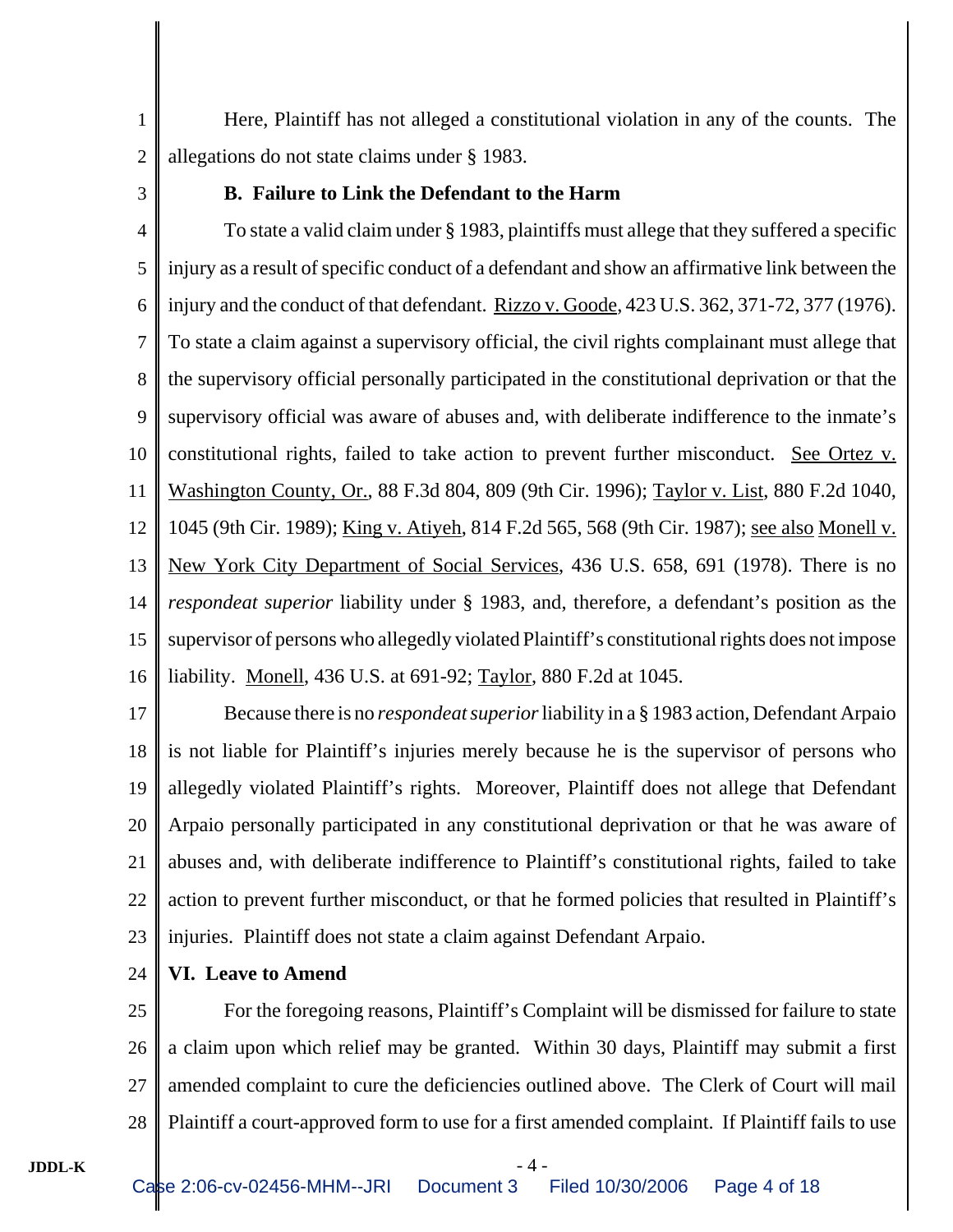Here, Plaintiff has not alleged a constitutional violation in any of the counts. The allegations do not state claims under § 1983.

**B. Failure to Link the Defendant to the Harm**

To state a valid claim under § 1983, plaintiffs must allege that they suffered a specific injury as a result of specific conduct of a defendant and show an affirmative link between the injury and the conduct of that defendant. Rizzo v. Goode, 423 U.S. 362, 371-72, 377 (1976). To state a claim against a supervisory official, the civil rights complainant must allege that the supervisory official personally participated in the constitutional deprivation or that the supervisory official was aware of abuses and, with deliberate indifference to the inmate's constitutional rights, failed to take action to prevent further misconduct. See Ortez v. Washington County, Or., 88 F.3d 804, 809 (9th Cir. 1996); Taylor v. List, 880 F.2d 1040, 1045 (9th Cir. 1989); King v. Atiyeh, 814 F.2d 565, 568 (9th Cir. 1987); see also Monell v. New York City Department of Social Services, 436 U.S. 658, 691 (1978). There is no *respondeat superior* liability under § 1983, and, therefore, a defendant's position as the supervisor of persons who allegedly violated Plaintiff's constitutional rights does not impose liability. Monell, 436 U.S. at 691-92; Taylor, 880 F.2d at 1045.

Because there is no *respondeat superior* liability in a § 1983 action, Defendant Arpaio is not liable for Plaintiff's injuries merely because he is the supervisor of persons who allegedly violated Plaintiff's rights. Moreover, Plaintiff does not allege that Defendant Arpaio personally participated in any constitutional deprivation or that he was aware of abuses and, with deliberate indifference to Plaintiff's constitutional rights, failed to take action to prevent further misconduct, or that he formed policies that resulted in Plaintiff's injuries. Plaintiff does not state a claim against Defendant Arpaio.

## VI. Leave to Amend

For the foregoing reasons, Plaintiff's Complaint will be dismissed for failure to state a claim upon which relief may be granted. Within 30 days, Plaintiff may submit a first amended complaint to cure the deficiencies outlined above. The Clerk of Court will mail Plaintiff a court-approved form to use for a first amended complaint. If Plaintiff fails to use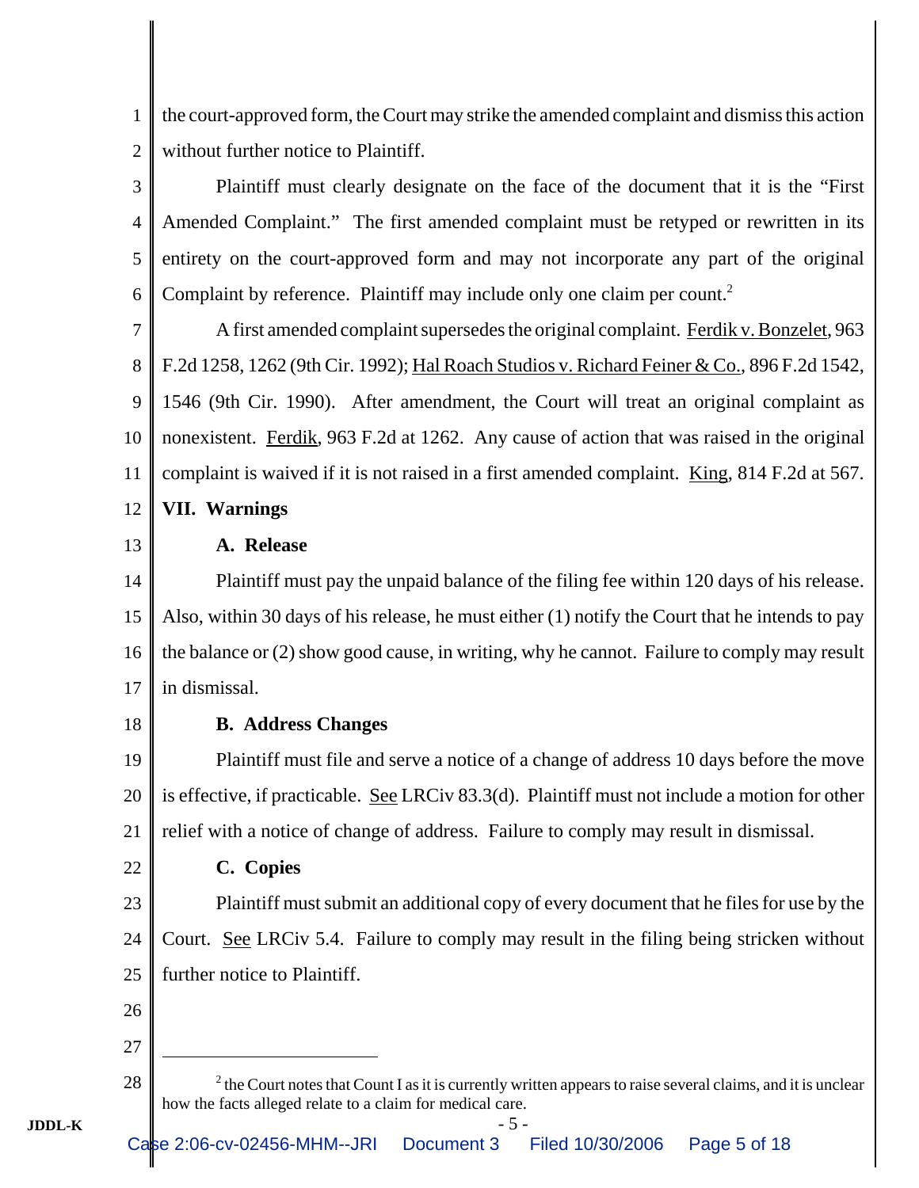the court-approved form, the Court may strike the amended complaint and dismiss this action without further notice to Plaintiff.

Plaintiff must clearly designate on the face of the document that it is the "First Amended Complaint." The first amended complaint must be retyped or rewritten in its entirety on the court-approved form and may not incorporate any part of the original Complaint by reference. Plaintiff may include only one claim per count.[2]

A first amended complaint supersedes the original complaint. Ferdik v. Bonzelet, 963 F.2d 1258, 1262 (9th Cir. 1992); Hal Roach Studios v. Richard Feiner & Co., 896 F.2d 1542, 1546 (9th Cir. 1990). After amendment, the Court will treat an original complaint as nonexistent. Ferdik, 963 F.2d at 1262. Any cause of action that was raised in the original complaint is waived if it is not raised in a first amended complaint. King, 814 F.2d at 567.

## VII. Warnings

### A. Release

Plaintiff must pay the unpaid balance of the filing fee within 120 days of his release. Also, within 30 days of his release, he must either (1) notify the Court that he intends to pay the balance or (2) show good cause, in writing, why he cannot. Failure to comply may result in dismissal.

### B. Address Changes

Plaintiff must file and serve a notice of a change of address 10 days before the move is effective, if practicable. See LRCiv 83.3(d). Plaintiff must not include a motion for other relief with a notice of change of address. Failure to comply may result in dismissal.

### C. Copies

Plaintiff must submit an additional copy of every document that he files for use by the Court. See LRCiv 5.4. Failure to comply may result in the filing being stricken without further notice to Plaintiff.

---

[2] the Court notes that Count I as it is currently written appears to raise several claims, and it is unclear how the facts alleged relate to a claim for medical care.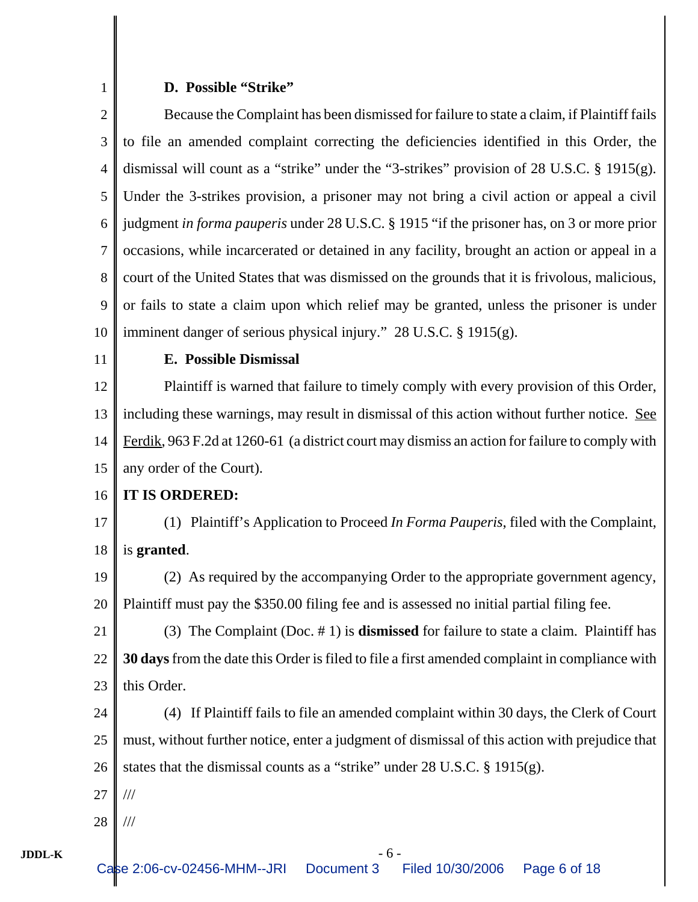### D. Possible "Strike"

Because the Complaint has been dismissed for failure to state a claim, if Plaintiff fails to file an amended complaint correcting the deficiencies identified in this Order, the dismissal will count as a "strike" under the "3-strikes" provision of 28 U.S.C. § 1915(g). Under the 3-strikes provision, a prisoner may not bring a civil action or appeal a civil judgment *in forma pauperis* under 28 U.S.C. § 1915 "if the prisoner has, on 3 or more prior occasions, while incarcerated or detained in any facility, brought an action or appeal in a court of the United States that was dismissed on the grounds that it is frivolous, malicious, or fails to state a claim upon which relief may be granted, unless the prisoner is under imminent danger of serious physical injury." 28 U.S.C. § 1915(g).

### E. Possible Dismissal

Plaintiff is warned that failure to timely comply with every provision of this Order, including these warnings, may result in dismissal of this action without further notice. See Ferdik, 963 F.2d at 1260-61 (a district court may dismiss an action for failure to comply with any order of the Court).

**IT IS ORDERED:**

(1) Plaintiff's Application to Proceed *In Forma Pauperis*, filed with the Complaint, is **granted**.

(2) As required by the accompanying Order to the appropriate government agency, Plaintiff must pay the $350.00 filing fee and is assessed no initial partial filing fee.

(3) The Complaint (Doc. # 1) is **dismissed** for failure to state a claim. Plaintiff has **30 days** from the date this Order is filed to file a first amended complaint in compliance with this Order.

(4) If Plaintiff fails to file an amended complaint within 30 days, the Clerk of Court must, without further notice, enter a judgment of dismissal of this action with prejudice that states that the dismissal counts as a "strike" under 28 U.S.C. § 1915(g).

///

///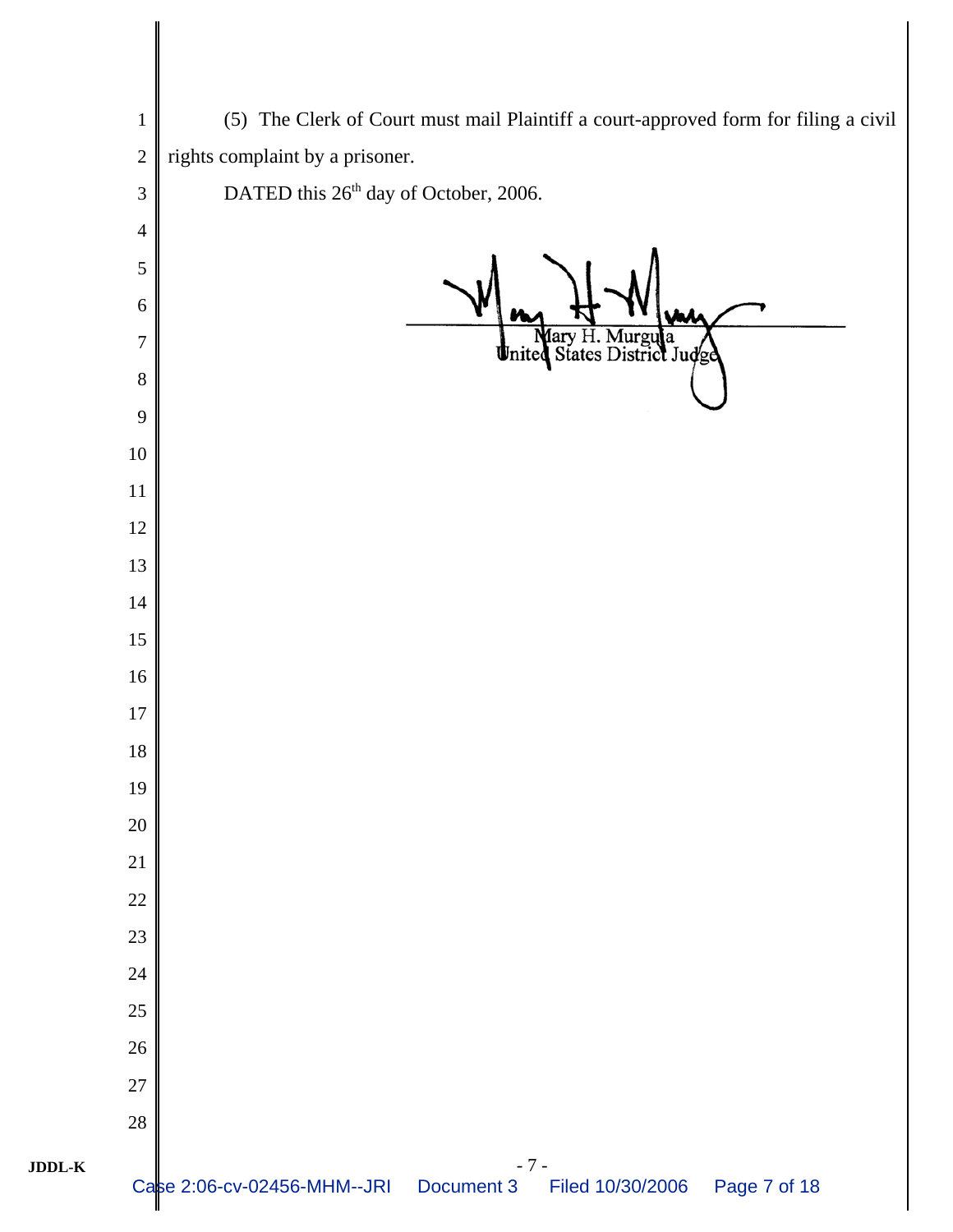(5) The Clerk of Court must mail Plaintiff a court-approved form for filing a civil rights complaint by a prisoner.

DATED this 26th day of October, 2006.

Mary H. Murguia
United States District Judge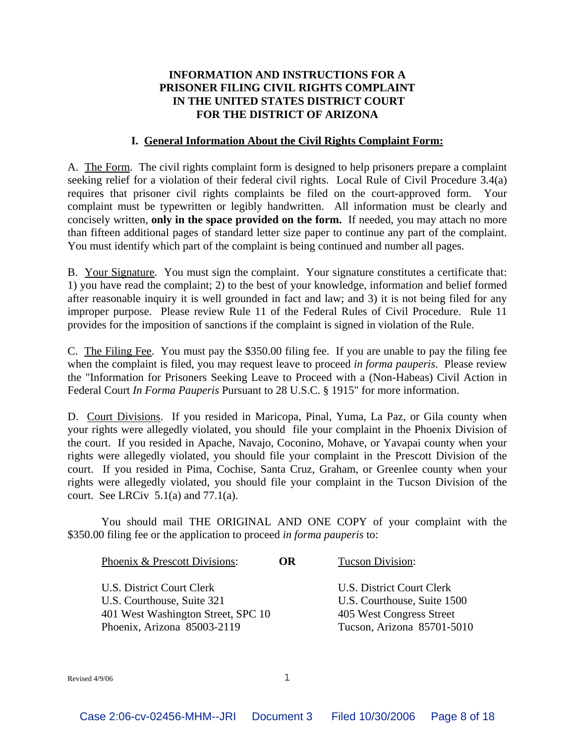# INFORMATION AND INSTRUCTIONS FOR A PRISONER FILING CIVIL RIGHTS COMPLAINT IN THE UNITED STATES DISTRICT COURT FOR THE DISTRICT OF ARIZONA

## I. General Information About the Civil Rights Complaint Form:

A. The Form. The civil rights complaint form is designed to help prisoners prepare a complaint seeking relief for a violation of their federal civil rights. Local Rule of Civil Procedure 3.4(a) requires that prisoner civil rights complaints be filed on the court-approved form. Your complaint must be typewritten or legibly handwritten. All information must be clearly and concisely written, **only in the space provided on the form.** If needed, you may attach no more than fifteen additional pages of standard letter size paper to continue any part of the complaint. You must identify which part of the complaint is being continued and number all pages.

B. Your Signature. You must sign the complaint. Your signature constitutes a certificate that: 1) you have read the complaint; 2) to the best of your knowledge, information and belief formed after reasonable inquiry it is well grounded in fact and law; and 3) it is not being filed for any improper purpose. Please review Rule 11 of the Federal Rules of Civil Procedure. Rule 11 provides for the imposition of sanctions if the complaint is signed in violation of the Rule.

C. The Filing Fee. You must pay the $350.00 filing fee. If you are unable to pay the filing fee when the complaint is filed, you may request leave to proceed *in forma pauperis*. Please review the "Information for Prisoners Seeking Leave to Proceed with a (Non-Habeas) Civil Action in Federal Court *In Forma Pauperis* Pursuant to 28 U.S.C. § 1915" for more information.

D. Court Divisions. If you resided in Maricopa, Pinal, Yuma, La Paz, or Gila county when your rights were allegedly violated, you should file your complaint in the Phoenix Division of the court. If you resided in Apache, Navajo, Coconino, Mohave, or Yavapai county when your rights were allegedly violated, you should file your complaint in the Prescott Division of the court. If you resided in Pima, Cochise, Santa Cruz, Graham, or Greenlee county when your rights were allegedly violated, you should file your complaint in the Tucson Division of the court. See LRCiv 5.1(a) and 77.1(a).

You should mail THE ORIGINAL AND ONE COPY of your complaint with the $350.00 filing fee or the application to proceed *in forma pauperis* to:

| Phoenix & Prescott Divisions: | OR | Tucson Division: |
|---|---|---|
| U.S. District Court Clerk<br>U.S. Courthouse, Suite 321<br>401 West Washington Street, SPC 10<br>Phoenix, Arizona 85003-2119 | | U.S. District Court Clerk<br>U.S. Courthouse, Suite 1500<br>405 West Congress Street<br>Tucson, Arizona 85701-5010 |

Revised 4/9/06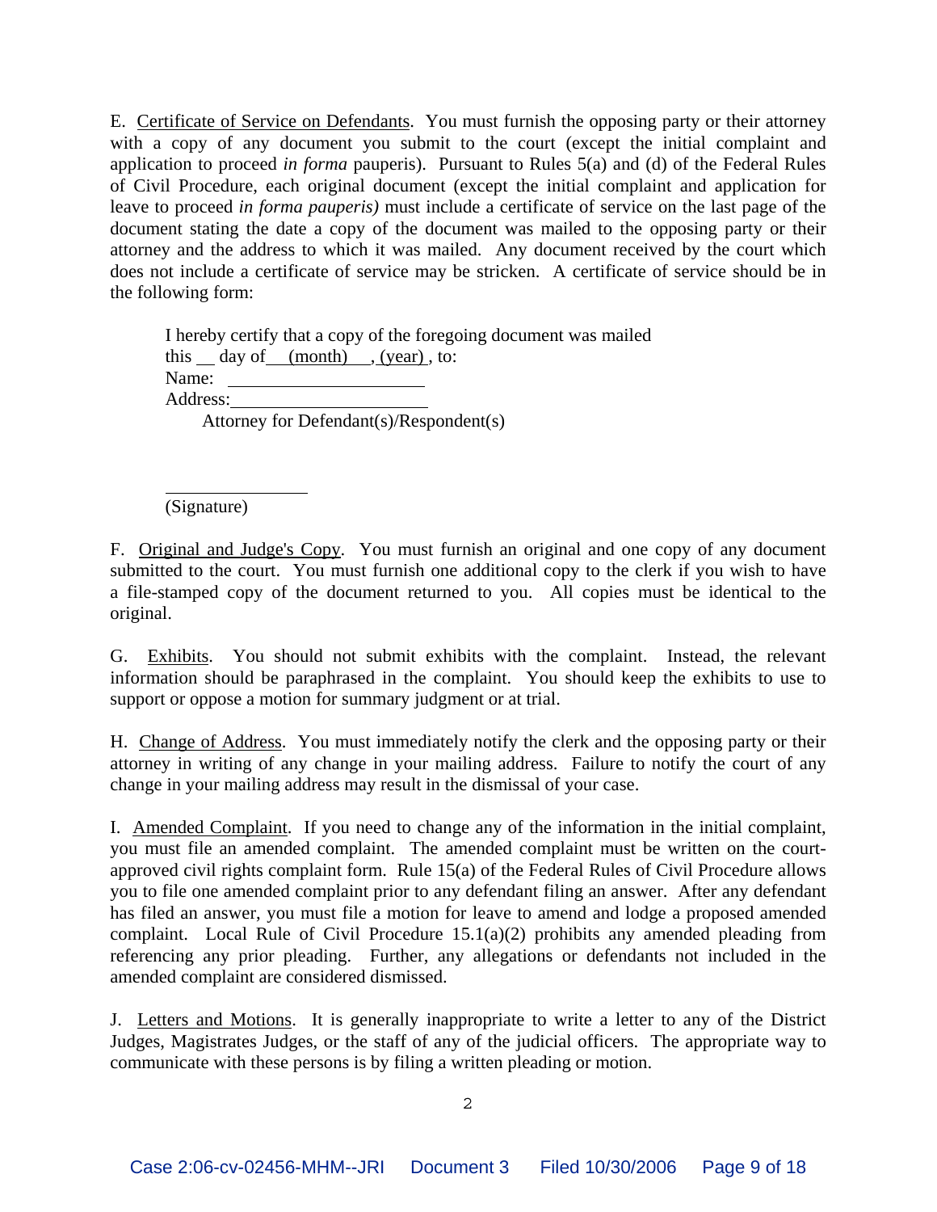E. Certificate of Service on Defendants. You must furnish the opposing party or their attorney with a copy of any document you submit to the court (except the initial complaint and application to proceed *in forma* pauperis). Pursuant to Rules 5(a) and (d) of the Federal Rules of Civil Procedure, each original document (except the initial complaint and application for leave to proceed *in forma pauperis)* must include a certificate of service on the last page of the document stating the date a copy of the document was mailed to the opposing party or their attorney and the address to which it was mailed. Any document received by the court which does not include a certificate of service may be stricken. A certificate of service should be in the following form:

> I hereby certify that a copy of the foregoing document was mailed
> this ___ day of ___(month)___, (year), to:
> Name: ____________________
> Address:____________________
> Attorney for Defendant(s)/Respondent(s)
>
> ______________
> (Signature)

F. Original and Judge's Copy. You must furnish an original and one copy of any document submitted to the court. You must furnish one additional copy to the clerk if you wish to have a file-stamped copy of the document returned to you. All copies must be identical to the original.

G. Exhibits. You should not submit exhibits with the complaint. Instead, the relevant information should be paraphrased in the complaint. You should keep the exhibits to use to support or oppose a motion for summary judgment or at trial.

H. Change of Address. You must immediately notify the clerk and the opposing party or their attorney in writing of any change in your mailing address. Failure to notify the court of any change in your mailing address may result in the dismissal of your case.

I. Amended Complaint. If you need to change any of the information in the initial complaint, you must file an amended complaint. The amended complaint must be written on the court-approved civil rights complaint form. Rule 15(a) of the Federal Rules of Civil Procedure allows you to file one amended complaint prior to any defendant filing an answer. After any defendant has filed an answer, you must file a motion for leave to amend and lodge a proposed amended complaint. Local Rule of Civil Procedure 15.1(a)(2) prohibits any amended pleading from referencing any prior pleading. Further, any allegations or defendants not included in the amended complaint are considered dismissed.

J. Letters and Motions. It is generally inappropriate to write a letter to any of the District Judges, Magistrates Judges, or the staff of any of the judicial officers. The appropriate way to communicate with these persons is by filing a written pleading or motion.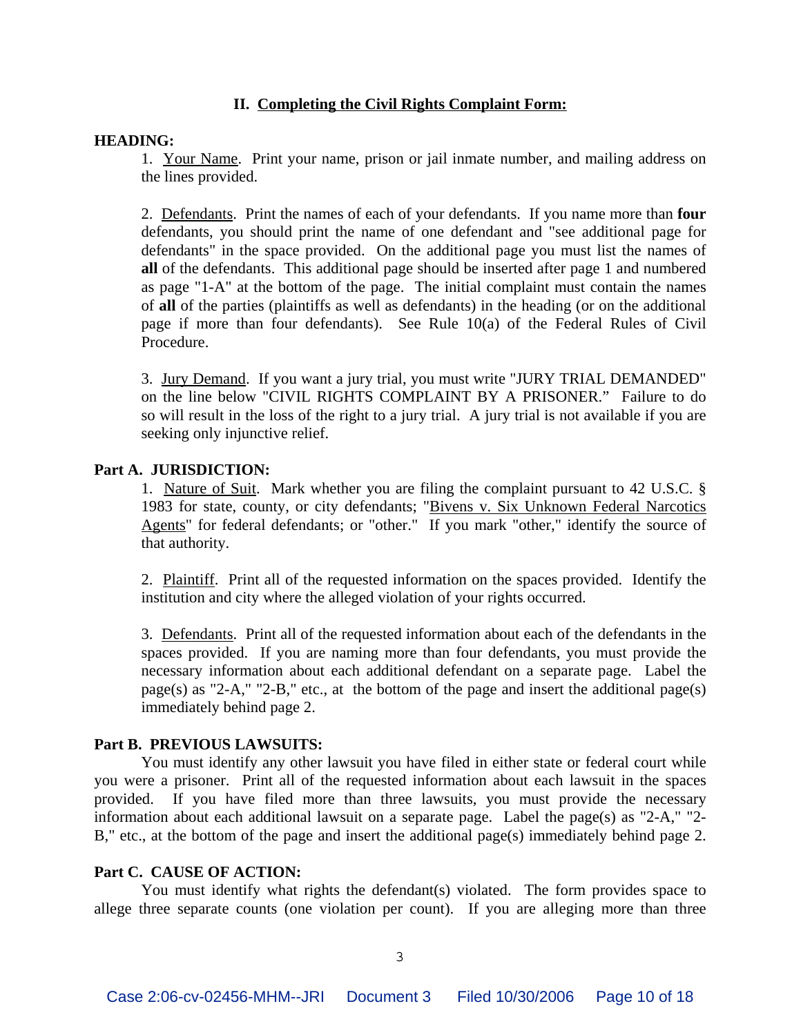## II. Completing the Civil Rights Complaint Form:

**HEADING:**

1. Your Name. Print your name, prison or jail inmate number, and mailing address on the lines provided.

2. Defendants. Print the names of each of your defendants. If you name more than **four** defendants, you should print the name of one defendant and "see additional page for defendants" in the space provided. On the additional page you must list the names of **all** of the defendants. This additional page should be inserted after page 1 and numbered as page "1-A" at the bottom of the page. The initial complaint must contain the names of **all** of the parties (plaintiffs as well as defendants) in the heading (or on the additional page if more than four defendants). See Rule 10(a) of the Federal Rules of Civil Procedure.

3. Jury Demand. If you want a jury trial, you must write "JURY TRIAL DEMANDED" on the line below "CIVIL RIGHTS COMPLAINT BY A PRISONER." Failure to do so will result in the loss of the right to a jury trial. A jury trial is not available if you are seeking only injunctive relief.

**Part A. JURISDICTION:**

1. Nature of Suit. Mark whether you are filing the complaint pursuant to 42 U.S.C. § 1983 for state, county, or city defendants; "Bivens v. Six Unknown Federal Narcotics Agents" for federal defendants; or "other." If you mark "other," identify the source of that authority.

2. Plaintiff. Print all of the requested information on the spaces provided. Identify the institution and city where the alleged violation of your rights occurred.

3. Defendants. Print all of the requested information about each of the defendants in the spaces provided. If you are naming more than four defendants, you must provide the necessary information about each additional defendant on a separate page. Label the page(s) as "2-A," "2-B," etc., at the bottom of the page and insert the additional page(s) immediately behind page 2.

**Part B. PREVIOUS LAWSUITS:**

You must identify any other lawsuit you have filed in either state or federal court while you were a prisoner. Print all of the requested information about each lawsuit in the spaces provided. If you have filed more than three lawsuits, you must provide the necessary information about each additional lawsuit on a separate page. Label the page(s) as "2-A," "2-B," etc., at the bottom of the page and insert the additional page(s) immediately behind page 2.

**Part C. CAUSE OF ACTION:**

You must identify what rights the defendant(s) violated. The form provides space to allege three separate counts (one violation per count). If you are alleging more than three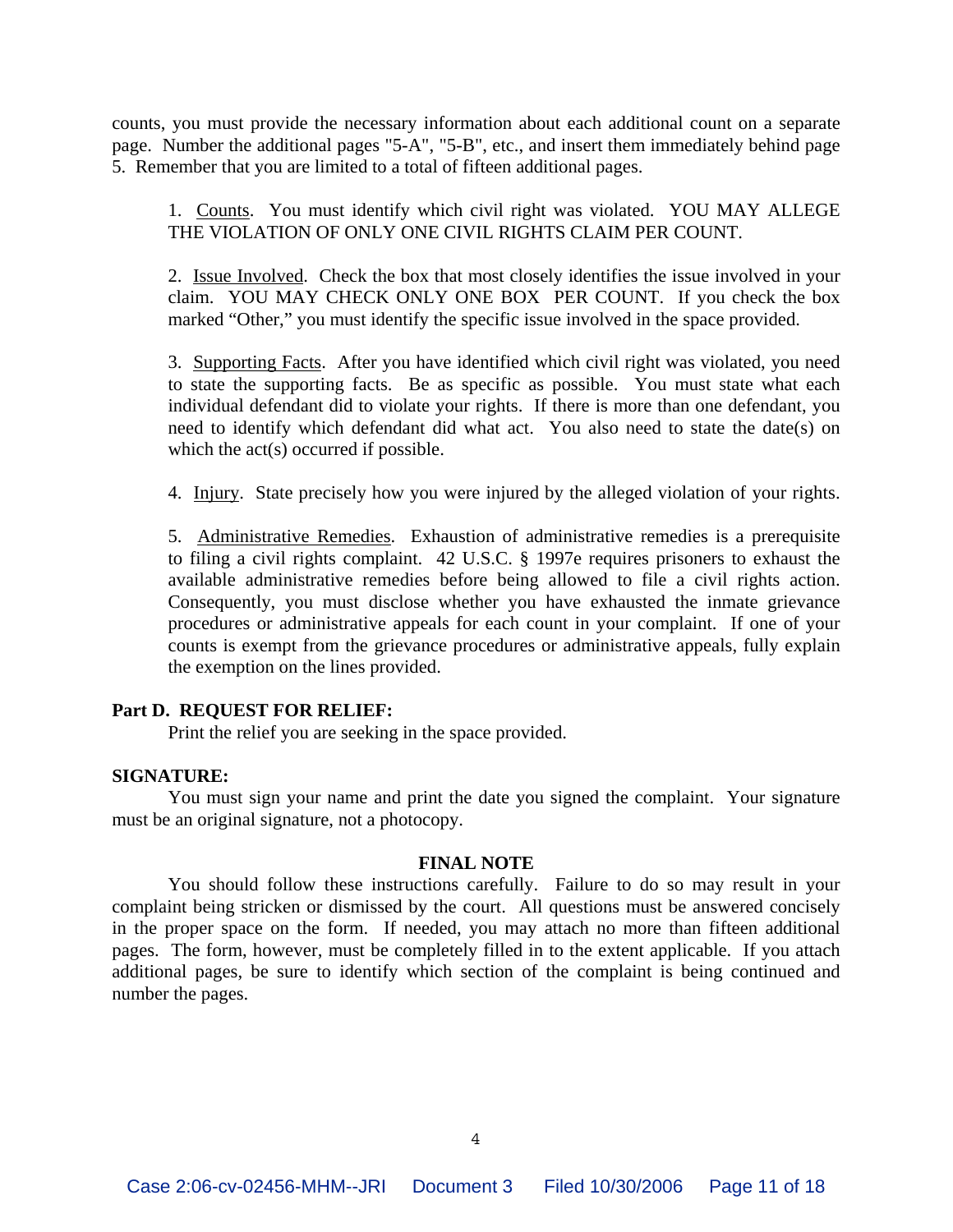counts, you must provide the necessary information about each additional count on a separate page. Number the additional pages "5-A", "5-B", etc., and insert them immediately behind page 5. Remember that you are limited to a total of fifteen additional pages.

1. Counts. You must identify which civil right was violated. YOU MAY ALLEGE THE VIOLATION OF ONLY ONE CIVIL RIGHTS CLAIM PER COUNT.

2. Issue Involved. Check the box that most closely identifies the issue involved in your claim. YOU MAY CHECK ONLY ONE BOX PER COUNT. If you check the box marked "Other," you must identify the specific issue involved in the space provided.

3. Supporting Facts. After you have identified which civil right was violated, you need to state the supporting facts. Be as specific as possible. You must state what each individual defendant did to violate your rights. If there is more than one defendant, you need to identify which defendant did what act. You also need to state the date(s) on which the act(s) occurred if possible.

4. Injury. State precisely how you were injured by the alleged violation of your rights.

5. Administrative Remedies. Exhaustion of administrative remedies is a prerequisite to filing a civil rights complaint. 42 U.S.C. § 1997e requires prisoners to exhaust the available administrative remedies before being allowed to file a civil rights action. Consequently, you must disclose whether you have exhausted the inmate grievance procedures or administrative appeals for each count in your complaint. If one of your counts is exempt from the grievance procedures or administrative appeals, fully explain the exemption on the lines provided.

**Part D. REQUEST FOR RELIEF:**

Print the relief you are seeking in the space provided.

**SIGNATURE:**

You must sign your name and print the date you signed the complaint. Your signature must be an original signature, not a photocopy.

**FINAL NOTE**

You should follow these instructions carefully. Failure to do so may result in your complaint being stricken or dismissed by the court. All questions must be answered concisely in the proper space on the form. If needed, you may attach no more than fifteen additional pages. The form, however, must be completely filled in to the extent applicable. If you attach additional pages, be sure to identify which section of the complaint is being continued and number the pages.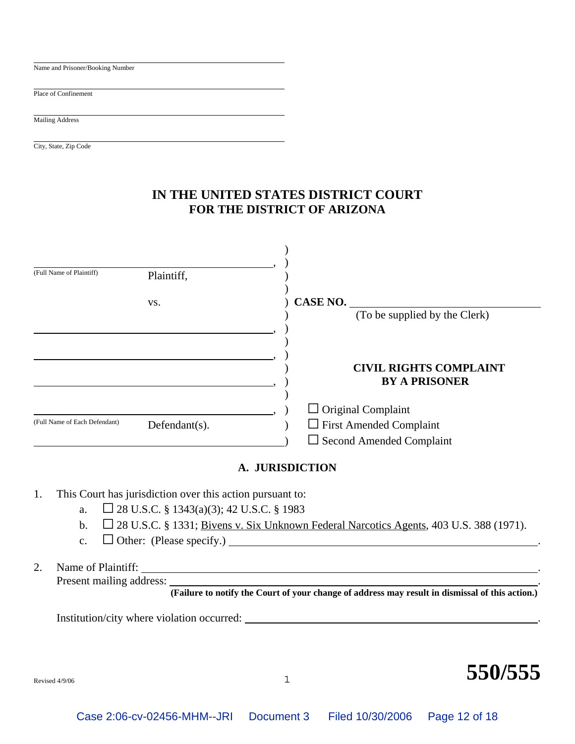\_\_\_\_\_\_\_\_\_\_\_\_\_\_\_\_\_\_\_\_\_\_\_\_\_\_\_\_\_\_\_\_\_\_\_\_\_\_\_\_
Name and Prisoner/Booking Number

\_\_\_\_\_\_\_\_\_\_\_\_\_\_\_\_\_\_\_\_\_\_\_\_\_\_\_\_\_\_\_\_\_\_\_\_\_\_\_\_
Place of Confinement

\_\_\_\_\_\_\_\_\_\_\_\_\_\_\_\_\_\_\_\_\_\_\_\_\_\_\_\_\_\_\_\_\_\_\_\_\_\_\_\_
Mailing Address

\_\_\_\_\_\_\_\_\_\_\_\_\_\_\_\_\_\_\_\_\_\_\_\_\_\_\_\_\_\_\_\_\_\_\_\_\_\_\_\_
City, State, Zip Code

**IN THE UNITED STATES DISTRICT COURT**
**FOR THE DISTRICT OF ARIZONA**

| | |
|---|---|
| \_\_\_\_\_\_\_\_\_\_\_\_\_\_\_\_\_\_\_\_\_\_\_\_\_\_\_\_\_\_\_\_\_\_, | |
| (Full Name of Plaintiff) Plaintiff, | |
| vs. | **CASE NO.** \_\_\_\_\_\_\_\_\_\_\_\_\_\_\_\_\_\_\_\_\_\_ |
| | (To be supplied by the Clerk) |
| \_\_\_\_\_\_\_\_\_\_\_\_\_\_\_\_\_\_\_\_\_\_\_\_\_\_\_\_\_\_\_\_\_\_, | |
| \_\_\_\_\_\_\_\_\_\_\_\_\_\_\_\_\_\_\_\_\_\_\_\_\_\_\_\_\_\_\_\_\_\_, | **CIVIL RIGHTS COMPLAINT** |
| \_\_\_\_\_\_\_\_\_\_\_\_\_\_\_\_\_\_\_\_\_\_\_\_\_\_\_\_\_\_\_\_\_\_, | **BY A PRISONER** |
| \_\_\_\_\_\_\_\_\_\_\_\_\_\_\_\_\_\_\_\_\_\_\_\_\_\_\_\_\_\_\_\_\_\_, | ☐ Original Complaint |
| (Full Name of Each Defendant) Defendant(s). | ☐ First Amended Complaint |
| | ☐ Second Amended Complaint |

## A. JURISDICTION

1. This Court has jurisdiction over this action pursuant to:
   a. ☐ 28 U.S.C. § 1343(a)(3); 42 U.S.C. § 1983
   b. ☐ 28 U.S.C. § 1331; Bivens v. Six Unknown Federal Narcotics Agents, 403 U.S. 388 (1971).
   c. ☐ Other: (Please specify.) \_\_\_\_\_\_\_\_\_\_\_\_\_\_\_\_\_\_\_\_\_\_\_\_\_\_\_\_\_\_\_\_\_\_\_\_\_\_\_\_.

2. Name of Plaintiff: \_\_\_\_\_\_\_\_\_\_\_\_\_\_\_\_\_\_\_\_\_\_\_\_\_\_\_\_\_\_\_\_\_\_\_\_\_\_\_\_\_\_\_\_\_\_\_\_.
   Present mailing address: \_\_\_\_\_\_\_\_\_\_\_\_\_\_\_\_\_\_\_\_\_\_\_\_\_\_\_\_\_\_\_\_\_\_\_\_\_\_\_\_\_\_\_\_.
   **(Failure to notify the Court of your change of address may result in dismissal of this action.)**

   Institution/city where violation occurred: \_\_\_\_\_\_\_\_\_\_\_\_\_\_\_\_\_\_\_\_\_\_\_\_\_\_\_\_\_\_\_\_\_\_\_\_.

Revised 4/9/06

**550/555**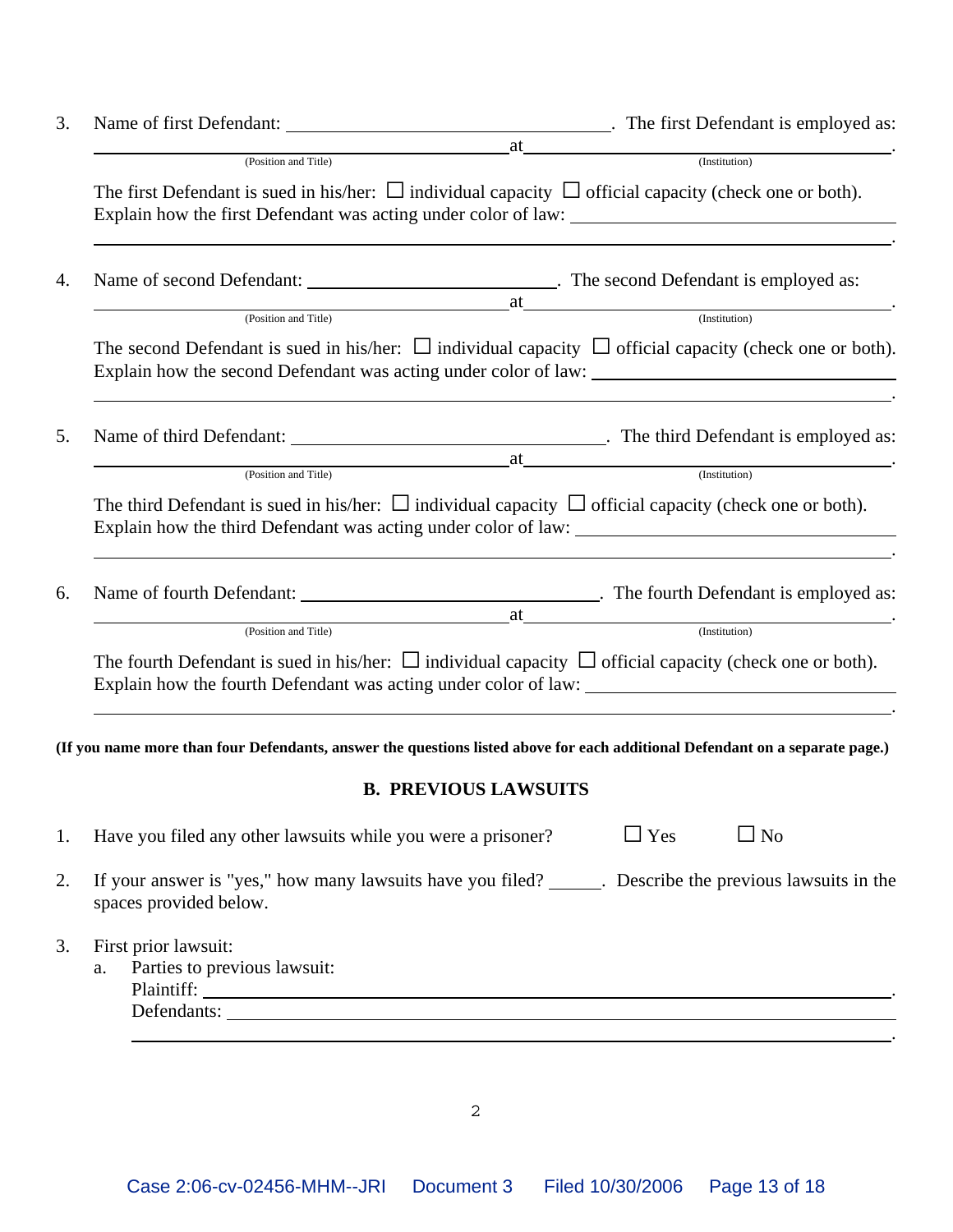3. Name of first Defendant: \_\_\_\_\_\_\_\_\_\_\_\_\_\_\_\_\_\_\_\_\_\_\_\_\_\_\_\_\_\_. The first Defendant is employed as: \_\_\_\_\_\_\_\_\_\_\_\_\_\_\_\_\_\_\_\_\_\_\_\_\_\_\_\_\_\_ (Position and Title) at \_\_\_\_\_\_\_\_\_\_\_\_\_\_\_\_\_\_\_\_\_\_\_\_\_\_\_\_\_\_ (Institution).

   The first Defendant is sued in his/her: ☐ individual capacity ☐ official capacity (check one or both).
   Explain how the first Defendant was acting under color of law: \_\_\_\_\_\_\_\_\_\_\_\_\_\_\_\_\_\_\_\_\_\_\_\_\_\_\_\_\_\_
   \_\_\_\_\_\_\_\_\_\_\_\_\_\_\_\_\_\_\_\_\_\_\_\_\_\_\_\_\_\_\_\_\_\_\_\_\_\_\_\_\_\_\_\_\_\_\_\_\_\_\_\_\_\_\_\_\_\_\_\_.

4. Name of second Defendant: \_\_\_\_\_\_\_\_\_\_\_\_\_\_\_\_\_\_\_\_\_\_\_\_\_\_\_\_\_\_. The second Defendant is employed as: \_\_\_\_\_\_\_\_\_\_\_\_\_\_\_\_\_\_\_\_\_\_\_\_\_\_\_\_\_\_ (Position and Title) at \_\_\_\_\_\_\_\_\_\_\_\_\_\_\_\_\_\_\_\_\_\_\_\_\_\_\_\_\_\_ (Institution).

   The second Defendant is sued in his/her: ☐ individual capacity ☐ official capacity (check one or both).
   Explain how the second Defendant was acting under color of law: \_\_\_\_\_\_\_\_\_\_\_\_\_\_\_\_\_\_\_\_\_\_\_\_\_\_\_\_\_\_
   \_\_\_\_\_\_\_\_\_\_\_\_\_\_\_\_\_\_\_\_\_\_\_\_\_\_\_\_\_\_\_\_\_\_\_\_\_\_\_\_\_\_\_\_\_\_\_\_\_\_\_\_\_\_\_\_\_\_\_\_.

5. Name of third Defendant: \_\_\_\_\_\_\_\_\_\_\_\_\_\_\_\_\_\_\_\_\_\_\_\_\_\_\_\_\_\_. The third Defendant is employed as: \_\_\_\_\_\_\_\_\_\_\_\_\_\_\_\_\_\_\_\_\_\_\_\_\_\_\_\_\_\_ (Position and Title) at \_\_\_\_\_\_\_\_\_\_\_\_\_\_\_\_\_\_\_\_\_\_\_\_\_\_\_\_\_\_ (Institution).

   The third Defendant is sued in his/her: ☐ individual capacity ☐ official capacity (check one or both).
   Explain how the third Defendant was acting under color of law: \_\_\_\_\_\_\_\_\_\_\_\_\_\_\_\_\_\_\_\_\_\_\_\_\_\_\_\_\_\_
   \_\_\_\_\_\_\_\_\_\_\_\_\_\_\_\_\_\_\_\_\_\_\_\_\_\_\_\_\_\_\_\_\_\_\_\_\_\_\_\_\_\_\_\_\_\_\_\_\_\_\_\_\_\_\_\_\_\_\_\_.

6. Name of fourth Defendant: \_\_\_\_\_\_\_\_\_\_\_\_\_\_\_\_\_\_\_\_\_\_\_\_\_\_\_\_\_\_. The fourth Defendant is employed as: \_\_\_\_\_\_\_\_\_\_\_\_\_\_\_\_\_\_\_\_\_\_\_\_\_\_\_\_\_\_ (Position and Title) at \_\_\_\_\_\_\_\_\_\_\_\_\_\_\_\_\_\_\_\_\_\_\_\_\_\_\_\_\_\_ (Institution).

   The fourth Defendant is sued in his/her: ☐ individual capacity ☐ official capacity (check one or both).
   Explain how the fourth Defendant was acting under color of law: \_\_\_\_\_\_\_\_\_\_\_\_\_\_\_\_\_\_\_\_\_\_\_\_\_\_\_\_\_\_
   \_\_\_\_\_\_\_\_\_\_\_\_\_\_\_\_\_\_\_\_\_\_\_\_\_\_\_\_\_\_\_\_\_\_\_\_\_\_\_\_\_\_\_\_\_\_\_\_\_\_\_\_\_\_\_\_\_\_\_\_.

**(If you name more than four Defendants, answer the questions listed above for each additional Defendant on a separate page.)**

## B. PREVIOUS LAWSUITS

1. Have you filed any other lawsuits while you were a prisoner? ☐ Yes ☐ No

2. If your answer is "yes," how many lawsuits have you filed? \_\_\_\_\_\_. Describe the previous lawsuits in the spaces provided below.

3. First prior lawsuit:
   a. Parties to previous lawsuit:
      Plaintiff: \_\_\_\_\_\_\_\_\_\_\_\_\_\_\_\_\_\_\_\_\_\_\_\_\_\_\_\_\_\_\_\_\_\_\_\_\_\_\_\_\_\_\_\_\_\_\_\_\_\_\_\_.
      Defendants: \_\_\_\_\_\_\_\_\_\_\_\_\_\_\_\_\_\_\_\_\_\_\_\_\_\_\_\_\_\_\_\_\_\_\_\_\_\_\_\_\_\_\_\_\_\_\_\_\_\_\_\_
      \_\_\_\_\_\_\_\_\_\_\_\_\_\_\_\_\_\_\_\_\_\_\_\_\_\_\_\_\_\_\_\_\_\_\_\_\_\_\_\_\_\_\_\_\_\_\_\_\_\_\_\_\_\_\_\_\_\_\_\_.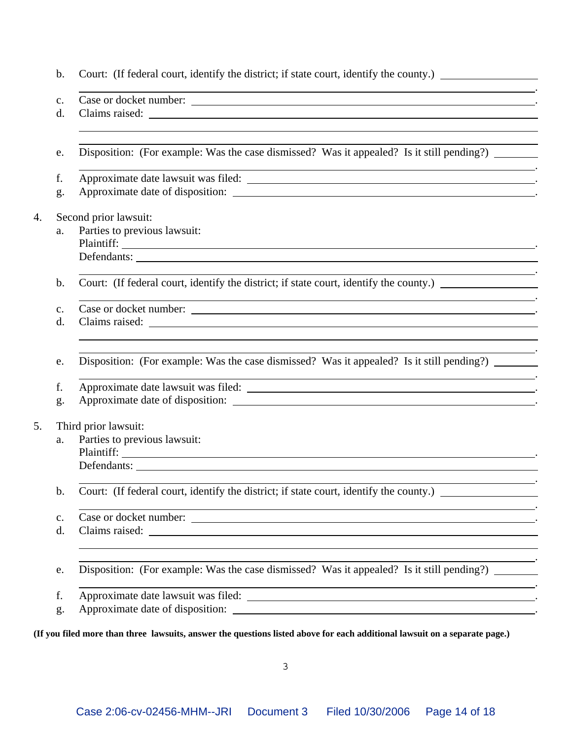b. Court: (If federal court, identify the district; if state court, identify the county.) ____________________
_____________________________________________________________________________.

c. Case or docket number: _____________________________________________________________.

d. Claims raised: ____________________________________________________________________
_____________________________________________________________________________
_____________________________________________________________________________.

e. Disposition: (For example: Was the case dismissed? Was it appealed? Is it still pending?) ________
_____________________________________________________________________________.

f. Approximate date lawsuit was filed: ____________________________________________________.

g. Approximate date of disposition: ______________________________________________________.

4. Second prior lawsuit:

a. Parties to previous lawsuit:
Plaintiff: _________________________________________________________________________.
Defendants: _______________________________________________________________________
_____________________________________________________________________________.

b. Court: (If federal court, identify the district; if state court, identify the county.) ____________________
_____________________________________________________________________________.

c. Case or docket number: _____________________________________________________________.

d. Claims raised: ____________________________________________________________________
_____________________________________________________________________________
_____________________________________________________________________________.

e. Disposition: (For example: Was the case dismissed? Was it appealed? Is it still pending?) ________
_____________________________________________________________________________.

f. Approximate date lawsuit was filed: ____________________________________________________.

g. Approximate date of disposition: ______________________________________________________.

5. Third prior lawsuit:

a. Parties to previous lawsuit:
Plaintiff: _________________________________________________________________________.
Defendants: _______________________________________________________________________
_____________________________________________________________________________.

b. Court: (If federal court, identify the district; if state court, identify the county.) ____________________
_____________________________________________________________________________.

c. Case or docket number: _____________________________________________________________.

d. Claims raised: ____________________________________________________________________
_____________________________________________________________________________
_____________________________________________________________________________.

e. Disposition: (For example: Was the case dismissed? Was it appealed? Is it still pending?) ________
_____________________________________________________________________________.

f. Approximate date lawsuit was filed: ____________________________________________________.

g. Approximate date of disposition: ______________________________________________________.

**(If you filed more than three lawsuits, answer the questions listed above for each additional lawsuit on a separate page.)**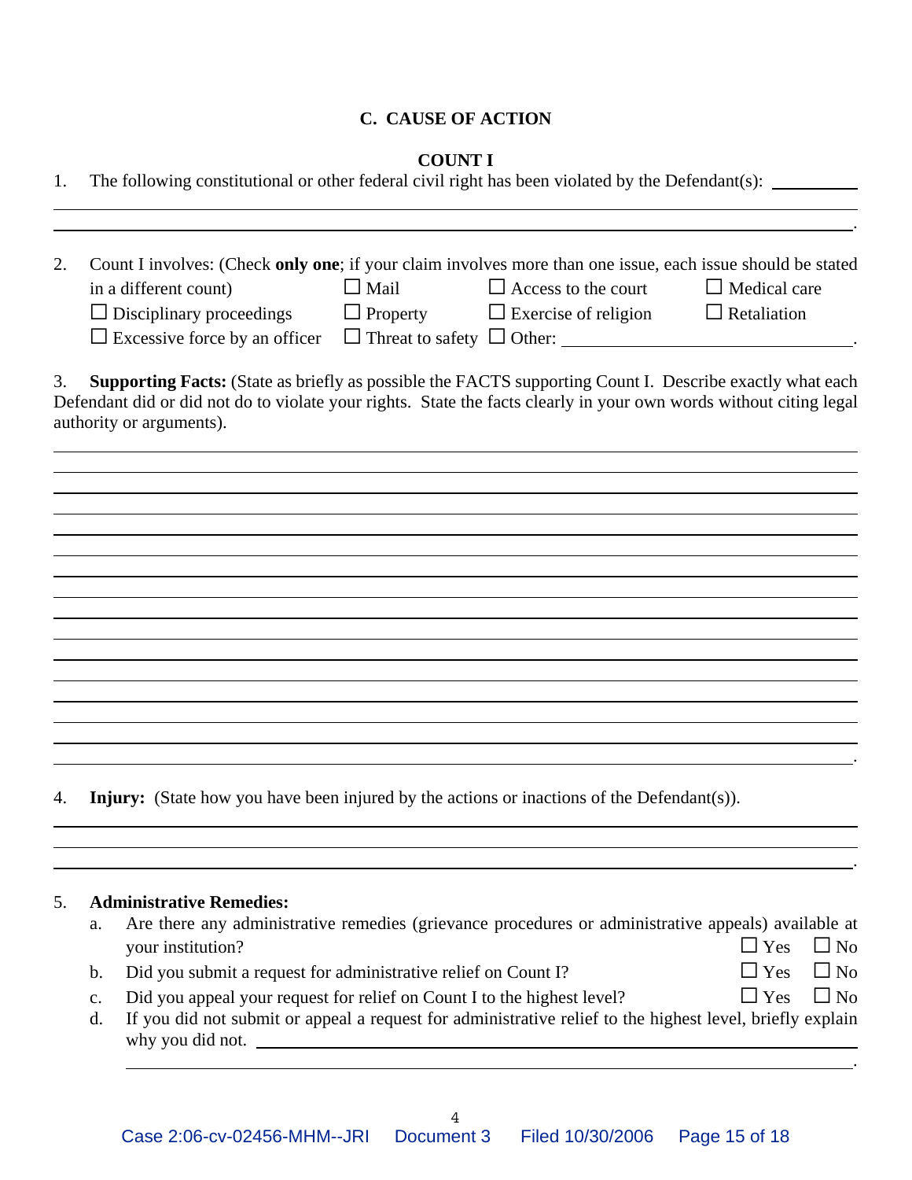## C. CAUSE OF ACTION

### COUNT I

1. The following constitutional or other federal civil right has been violated by the Defendant(s): \_\_\_\_\_\_\_\_\_\_

\_\_\_\_\_\_\_\_\_\_\_\_\_\_\_\_\_\_\_\_\_\_\_\_\_\_\_\_\_\_\_\_\_\_\_\_\_\_\_\_\_\_\_\_\_\_\_\_\_\_\_\_\_\_\_\_\_\_\_\_\_\_\_\_\_\_\_\_\_\_\_\_\_\_\_\_\_\_.

2. Count I involves: (Check **only one**; if your claim involves more than one issue, each issue should be stated in a different count)

| | | | |
|---|---|---|---|
| ☐ Disciplinary proceedings | ☐ Mail | ☐ Access to the court | ☐ Medical care |
| | ☐ Property | ☐ Exercise of religion | ☐ Retaliation |
| ☐ Excessive force by an officer | ☐ Threat to safety | ☐ Other: \_\_\_\_\_\_\_\_\_\_\_\_\_\_\_\_\_\_\_\_. | |

3. **Supporting Facts:** (State as briefly as possible the FACTS supporting Count I. Describe exactly what each Defendant did or did not do to violate your rights. State the facts clearly in your own words without citing legal authority or arguments).

\_\_\_\_\_\_\_\_\_\_\_\_\_\_\_\_\_\_\_\_\_\_\_\_\_\_\_\_\_\_\_\_\_\_\_\_\_\_\_\_\_\_\_\_\_\_\_\_\_\_\_\_\_\_\_\_\_\_\_\_\_\_\_\_\_\_\_\_\_\_\_\_\_\_\_\_\_\_.

4. **Injury:** (State how you have been injured by the actions or inactions of the Defendant(s)).

\_\_\_\_\_\_\_\_\_\_\_\_\_\_\_\_\_\_\_\_\_\_\_\_\_\_\_\_\_\_\_\_\_\_\_\_\_\_\_\_\_\_\_\_\_\_\_\_\_\_\_\_\_\_\_\_\_\_\_\_\_\_\_\_\_\_\_\_\_\_\_\_\_\_\_\_\_\_.

5. **Administrative Remedies:**
   a. Are there any administrative remedies (grievance procedures or administrative appeals) available at your institution? ☐ Yes ☐ No
   b. Did you submit a request for administrative relief on Count I? ☐ Yes ☐ No
   c. Did you appeal your request for relief on Count I to the highest level? ☐ Yes ☐ No
   d. If you did not submit or appeal a request for administrative relief to the highest level, briefly explain why you did not. \_\_\_\_\_\_\_\_\_\_\_\_\_\_\_\_\_\_\_\_\_\_\_\_\_\_\_\_\_\_\_\_\_\_\_\_\_\_\_\_\_\_\_\_\_\_\_\_\_\_\_\_\_\_\_\_\_\_\_\_.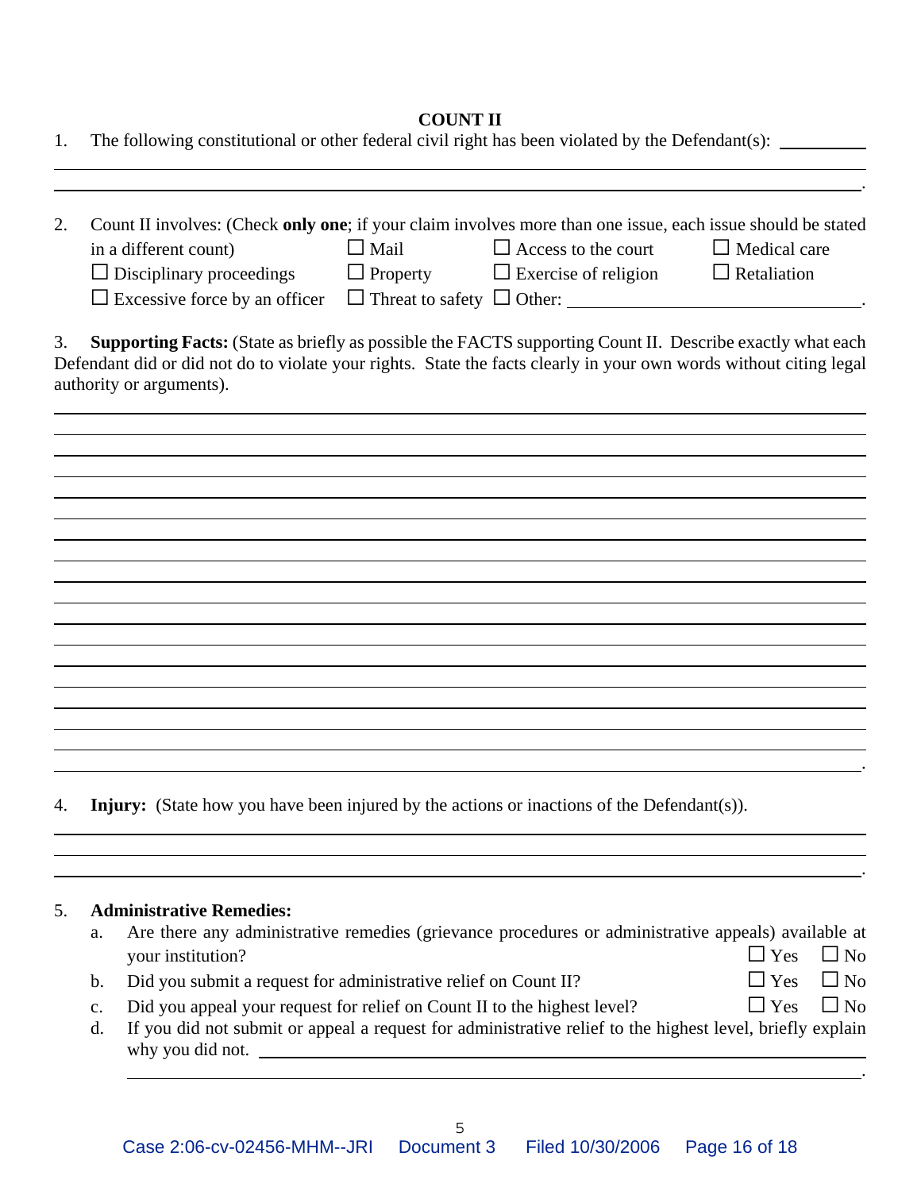## COUNT II

1. The following constitutional or other federal civil right has been violated by the Defendant(s): \_\_\_\_\_\_\_\_\_\_

\_\_\_\_\_\_\_\_\_\_\_\_\_\_\_\_\_\_\_\_\_\_\_\_\_\_\_\_\_\_\_\_\_\_\_\_\_\_\_\_\_\_\_\_\_\_\_\_\_\_\_\_\_\_\_\_\_\_\_\_\_\_\_\_\_\_\_\_\_\_\_\_\_\_\_\_\_\_\_\_\_\_\_\_.

2. Count II involves: (Check **only one**; if your claim involves more than one issue, each issue should be stated in a different count)

   ☐ Mail ☐ Access to the court ☐ Medical care
   ☐ Disciplinary proceedings ☐ Property ☐ Exercise of religion ☐ Retaliation
   ☐ Excessive force by an officer ☐ Threat to safety ☐ Other: \_\_\_\_\_\_\_\_\_\_\_\_\_\_\_\_\_\_\_\_\_\_\_\_\_\_\_\_.

3. **Supporting Facts:** (State as briefly as possible the FACTS supporting Count II. Describe exactly what each Defendant did or did not do to violate your rights. State the facts clearly in your own words without citing legal authority or arguments).

\_\_\_\_\_\_\_\_\_\_\_\_\_\_\_\_\_\_\_\_\_\_\_\_\_\_\_\_\_\_\_\_\_\_\_\_\_\_\_\_\_\_\_\_\_\_\_\_\_\_\_\_\_\_\_\_\_\_\_\_\_\_\_\_\_\_\_\_\_\_\_\_\_\_\_\_\_\_\_\_\_\_\_\_.

4. **Injury:** (State how you have been injured by the actions or inactions of the Defendant(s)).

\_\_\_\_\_\_\_\_\_\_\_\_\_\_\_\_\_\_\_\_\_\_\_\_\_\_\_\_\_\_\_\_\_\_\_\_\_\_\_\_\_\_\_\_\_\_\_\_\_\_\_\_\_\_\_\_\_\_\_\_\_\_\_\_\_\_\_\_\_\_\_\_\_\_\_\_\_\_\_\_\_\_\_\_.

5. **Administrative Remedies:**

   a. Are there any administrative remedies (grievance procedures or administrative appeals) available at your institution? ☐ Yes ☐ No

   b. Did you submit a request for administrative relief on Count II? ☐ Yes ☐ No

   c. Did you appeal your request for relief on Count II to the highest level? ☐ Yes ☐ No

   d. If you did not submit or appeal a request for administrative relief to the highest level, briefly explain why you did not. \_\_\_\_\_\_\_\_\_\_\_\_\_\_\_\_\_\_\_\_\_\_\_\_\_\_\_\_\_\_\_\_\_\_\_\_\_\_\_\_\_\_\_\_\_\_\_\_\_\_\_\_\_\_\_\_\_\_\_\_\_\_\_\_\_\_\_\_\_\_\_\_\_\_\_\_\_\_.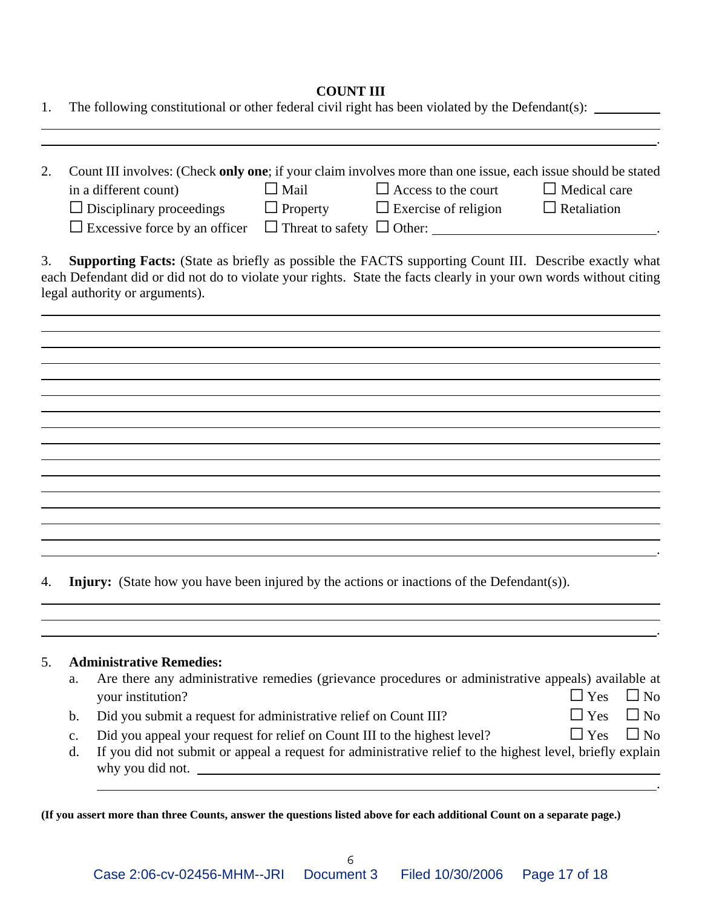## COUNT III

1. The following constitutional or other federal civil right has been violated by the Defendant(s): \_\_\_\_\_\_\_\_\_\_\_\_\_\_\_\_\_\_\_\_\_\_\_\_\_\_\_\_\_\_\_\_\_\_\_\_\_\_\_\_\_\_\_\_\_\_\_\_\_\_\_\_\_\_\_\_\_\_\_\_\_\_\_\_\_\_\_\_\_\_\_\_\_\_\_\_\_\_\_\_\_\_.

2. Count III involves: (Check **only one**; if your claim involves more than one issue, each issue should be stated in a different count)
   - ☐ Mail
   - ☐ Access to the court
   - ☐ Medical care
   - ☐ Disciplinary proceedings
   - ☐ Property
   - ☐ Exercise of religion
   - ☐ Retaliation
   - ☐ Excessive force by an officer
   - ☐ Threat to safety
   - ☐ Other: \_\_\_\_\_\_\_\_\_\_\_\_\_\_\_\_\_\_\_\_\_\_\_\_\_\_\_\_\_\_\_\_.

3. **Supporting Facts:** (State as briefly as possible the FACTS supporting Count III. Describe exactly what each Defendant did or did not do to violate your rights. State the facts clearly in your own words without citing legal authority or arguments).

\_\_\_\_\_\_\_\_\_\_\_\_\_\_\_\_\_\_\_\_\_\_\_\_\_\_\_\_\_\_\_\_\_\_\_\_\_\_\_\_\_\_\_\_\_\_\_\_\_\_\_\_\_\_\_\_\_\_\_\_\_\_\_\_\_\_\_\_\_\_\_\_\_\_\_\_\_\_\_\_\_\_.

4. **Injury:** (State how you have been injured by the actions or inactions of the Defendant(s)).

\_\_\_\_\_\_\_\_\_\_\_\_\_\_\_\_\_\_\_\_\_\_\_\_\_\_\_\_\_\_\_\_\_\_\_\_\_\_\_\_\_\_\_\_\_\_\_\_\_\_\_\_\_\_\_\_\_\_\_\_\_\_\_\_\_\_\_\_\_\_\_\_\_\_\_\_\_\_\_\_\_\_.

5. **Administrative Remedies:**
   a. Are there any administrative remedies (grievance procedures or administrative appeals) available at your institution? ☐ Yes ☐ No
   b. Did you submit a request for administrative relief on Count III? ☐ Yes ☐ No
   c. Did you appeal your request for relief on Count III to the highest level? ☐ Yes ☐ No
   d. If you did not submit or appeal a request for administrative relief to the highest level, briefly explain why you did not. \_\_\_\_\_\_\_\_\_\_\_\_\_\_\_\_\_\_\_\_\_\_\_\_\_\_\_\_\_\_\_\_\_\_\_\_\_\_\_\_\_\_\_\_\_\_\_\_\_\_\_\_\_\_\_\_\_\_.

**(If you assert more than three Counts, answer the questions listed above for each additional Count on a separate page.)**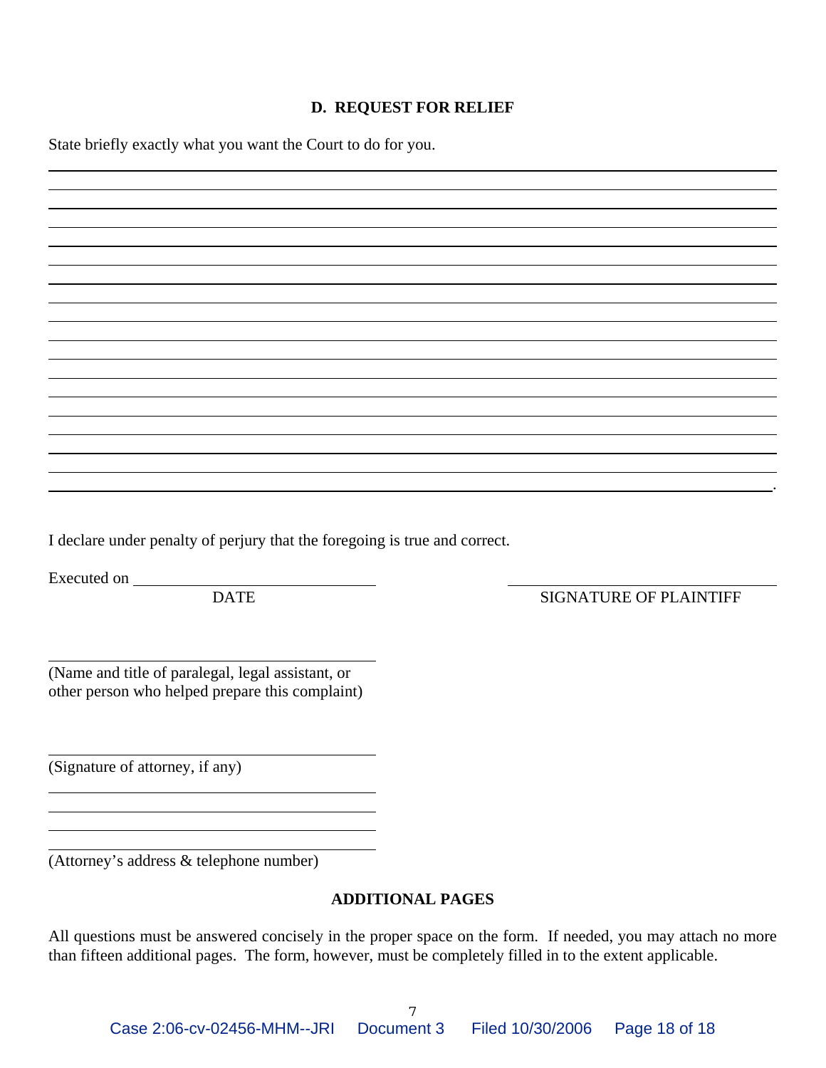## D. REQUEST FOR RELIEF

State briefly exactly what you want the Court to do for you.

I declare under penalty of perjury that the foregoing is true and correct.

Executed on ______________________________ ______________________________

DATE SIGNATURE OF PLAINTIFF

______________________________

(Name and title of paralegal, legal assistant, or other person who helped prepare this complaint)

______________________________

(Signature of attorney, if any)

______________________________

(Attorney's address & telephone number)

## ADDITIONAL PAGES

All questions must be answered concisely in the proper space on the form. If needed, you may attach no more than fifteen additional pages. The form, however, must be completely filled in to the extent applicable.